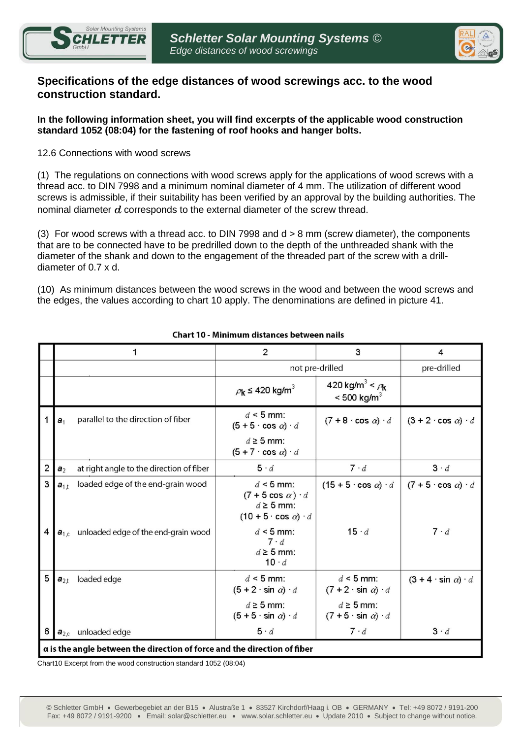## Specifications of the edge distances of wood screwings acc. to the wood construction standard.

**In the following information sheet, you will find excerpts of the applicable wood construction standard 1052 (08:04) for the fastening of roof hooks and hanger bolts.**

12.6 Connections with wood screws

(1) The regulations on connections with wood screws apply for the applications of wood screws with a thread acc. to DIN 7998 and a minimum nominal diameter of 4 mm. The utilization of different wood screws is admissible, if their suitability has been verified by an approval by the building authorities. The nominal diameter $d$ corresponds to the external diameter of the screw thread.

(3) For wood screws with a thread acc. to DIN 7998 and d > 8 mm (screw diameter), the components that are to be connected have to be predrilled down to the depth of the unthreaded shank with the diameter of the shank and down to the engagement of the threaded part of the screw with a drill-diameter of 0.7 x d.

(10) As minimum distances between the wood screws in the wood and between the wood screws and the edges, the values according to chart 10 apply. The denominations are defined in picture 41.

**Chart 10 - Minimum distances between nails**

| | 1 | | 2 | 3 | 4 |
|---|---|---|---|---|---|
| | | | not pre-drilled | | pre-drilled |
| | | | $\rho_k \leq 420$ kg/m$^3$ | 420 kg/m$^3$ < $\rho_k$ < 500 kg/m$^3$ | |
| 1 | $a_1$ | parallel to the direction of fiber | $d < 5$ mm: $(5 + 5 \cdot \cos \alpha) \cdot d$ <br> $d \geq 5$ mm: $(5 + 7 \cdot \cos \alpha) \cdot d$ | $(7 + 8 \cdot \cos \alpha) \cdot d$ | $(3 + 2 \cdot \cos \alpha) \cdot d$ |
| 2 | $a_2$ | at right angle to the direction of fiber | $5 \cdot d$ | $7 \cdot d$ | $3 \cdot d$ |
| 3 | $a_{1,t}$ | loaded edge of the end-grain wood | $d < 5$ mm: $(7 + 5 \cos \alpha) \cdot d$ <br> $d \geq 5$ mm: $(10 + 5 \cdot \cos \alpha) \cdot d$ | $(15 + 5 \cdot \cos \alpha) \cdot d$ | $(7 + 5 \cdot \cos \alpha) \cdot d$ |
| 4 | $a_{1,c}$ | unloaded edge of the end-grain wood | $d < 5$ mm: $7 \cdot d$ <br> $d \geq 5$ mm: $10 \cdot d$ | $15 \cdot d$ | $7 \cdot d$ |
| 5 | $a_{2,t}$ | loaded edge | $d < 5$ mm: $(5 + 2 \cdot \sin \alpha) \cdot d$ <br> $d \geq 5$ mm: $(5 + 5 \cdot \sin \alpha) \cdot d$ | $d < 5$ mm: $(7 + 2 \cdot \sin \alpha) \cdot d$ <br> $d \geq 5$ mm: $(7 + 5 \cdot \sin \alpha) \cdot d$ | $(3 + 4 \cdot \sin \alpha) \cdot d$ |
| 6 | $a_{2,c}$ | unloaded edge | $5 \cdot d$ | $7 \cdot d$ | $3 \cdot d$ |

**α is the angle between the direction of force and the direction of fiber**

Chart10 Excerpt from the wood construction standard 1052 (08:04)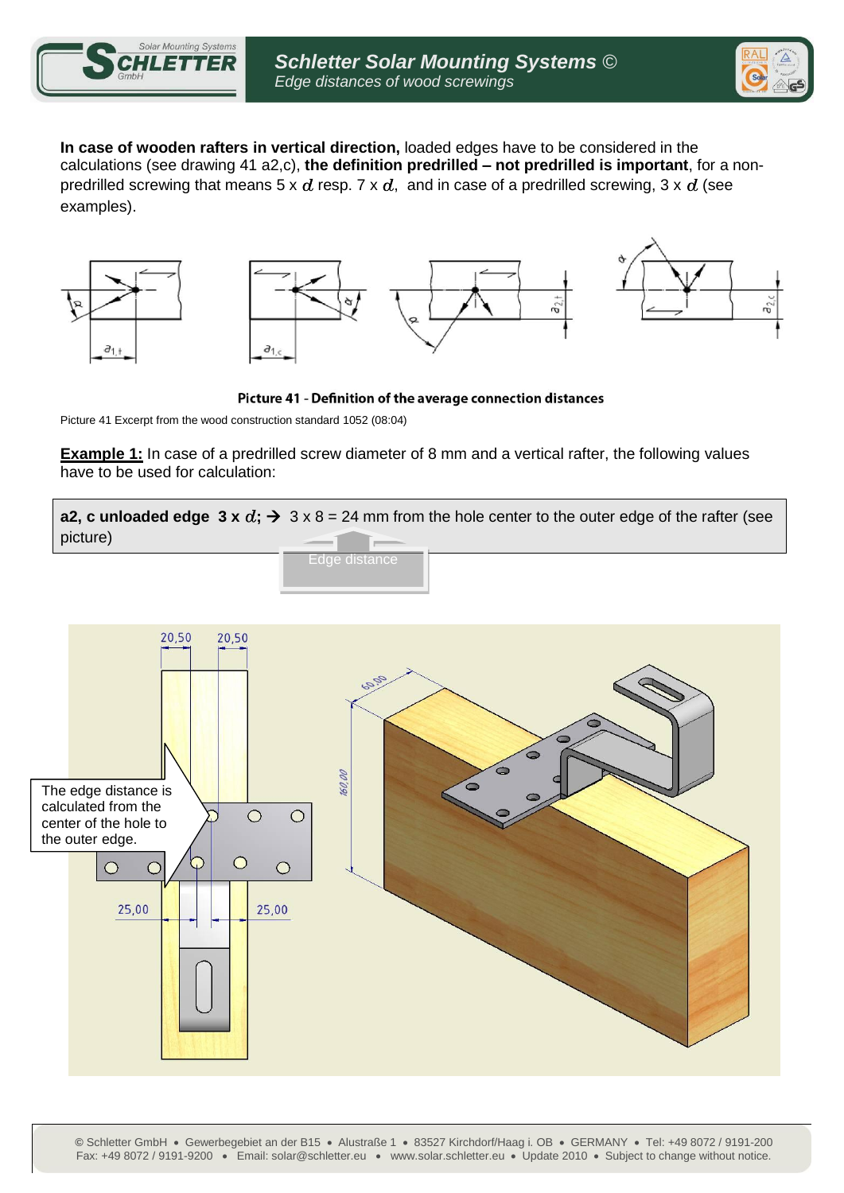**In case of wooden rafters in vertical direction,** loaded edges have to be considered in the calculations (see drawing 41 a2,c), **the definition predrilled – not predrilled is important**, for a non-predrilled screwing that means 5 x $d$ resp. 7 x $d$, and in case of a predrilled screwing, 3 x $d$ (see examples).

**Picture 41 - Definition of the average connection distances**

Picture 41 Excerpt from the wood construction standard 1052 (08:04)

**Example 1:** In case of a predrilled screw diameter of 8 mm and a vertical rafter, the following values have to be used for calculation:

**a2, c unloaded edge 3 x $d$; →** 3 x 8 = 24 mm from the hole center to the outer edge of the rafter (see picture)

Edge distance

The edge distance is calculated from the center of the hole to the outer edge.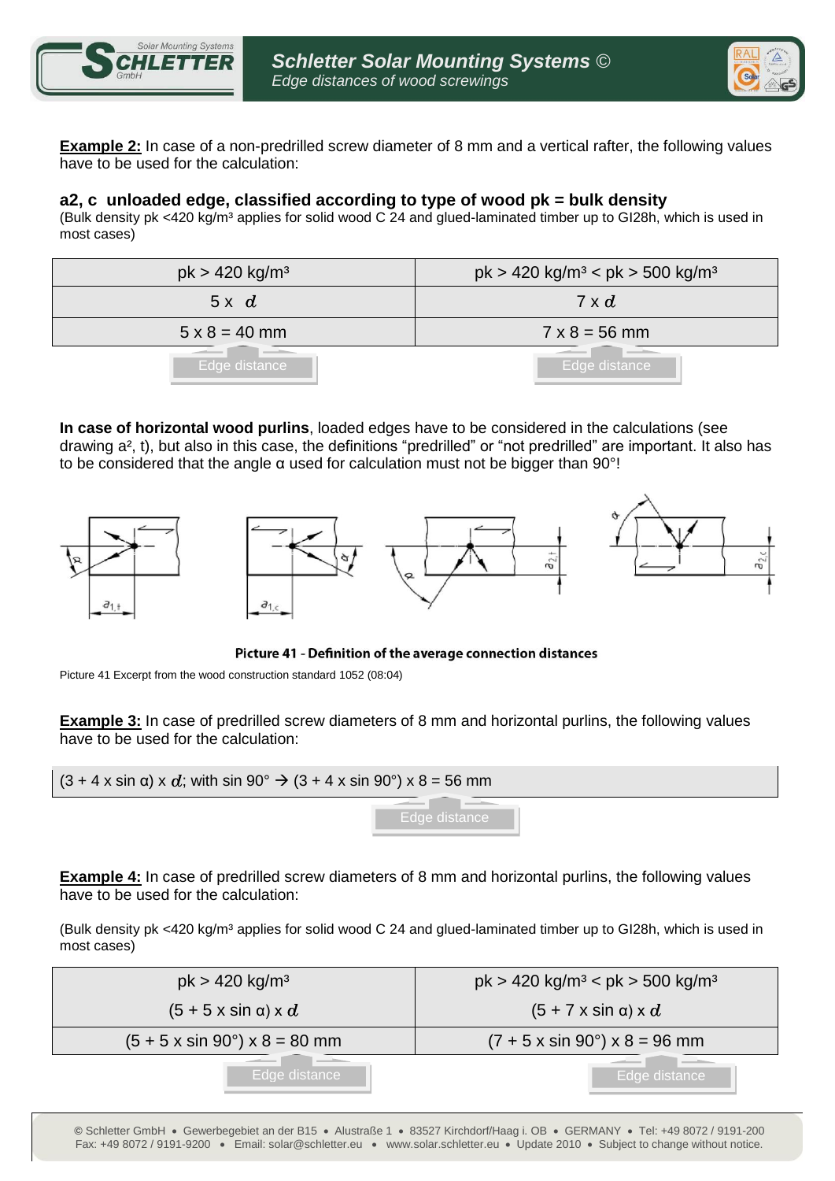**Example 2:** In case of a non-predrilled screw diameter of 8 mm and a vertical rafter, the following values have to be used for the calculation:

### a2, c unloaded edge, classified according to type of wood pk = bulk density

(Bulk density pk <420 kg/m³ applies for solid wood C 24 and glued-laminated timber up to Gl28h, which is used in most cases)

| pk > 420 kg/m³ | pk > 420 kg/m³ < pk > 500 kg/m³ |
|---|---|
| 5 x $d$ | 7 x $d$ |
| 5 x 8 = 40 mm | 7 x 8 = 56 mm |
| Edge distance | Edge distance |

**In case of horizontal wood purlins**, loaded edges have to be considered in the calculations (see drawing a², t), but also in this case, the definitions “predrilled” or “not predrilled” are important. It also has to be considered that the angle α used for calculation must not be bigger than 90°!

**Picture 41 - Definition of the average connection distances**

Picture 41 Excerpt from the wood construction standard 1052 (08:04)

**Example 3:** In case of predrilled screw diameters of 8 mm and horizontal purlins, the following values have to be used for the calculation:

(3 + 4 x sin α) x $d$; with sin 90° → (3 + 4 x sin 90°) x 8 = 56 mm

Edge distance

**Example 4:** In case of predrilled screw diameters of 8 mm and horizontal purlins, the following values have to be used for the calculation:

(Bulk density pk <420 kg/m³ applies for solid wood C 24 and glued-laminated timber up to Gl28h, which is used in most cases)

| pk > 420 kg/m³ | pk > 420 kg/m³ < pk > 500 kg/m³ |
|---|---|
| (5 + 5 x sin α) x $d$ | (5 + 7 x sin α) x $d$ |
| (5 + 5 x sin 90°) x 8 = 80 mm | (7 + 5 x sin 90°) x 8 = 96 mm |
| Edge distance | Edge distance |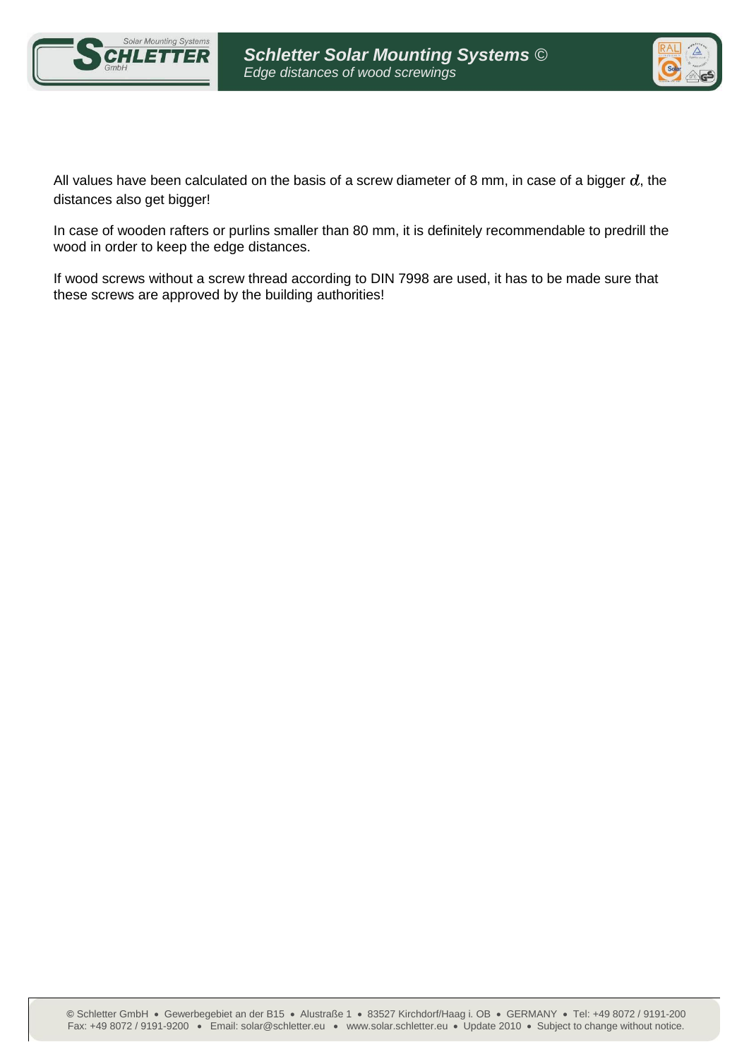All values have been calculated on the basis of a screw diameter of 8 mm, in case of a bigger $d$, the distances also get bigger!

In case of wooden rafters or purlins smaller than 80 mm, it is definitely recommendable to predrill the wood in order to keep the edge distances.

If wood screws without a screw thread according to DIN 7998 are used, it has to be made sure that these screws are approved by the building authorities!